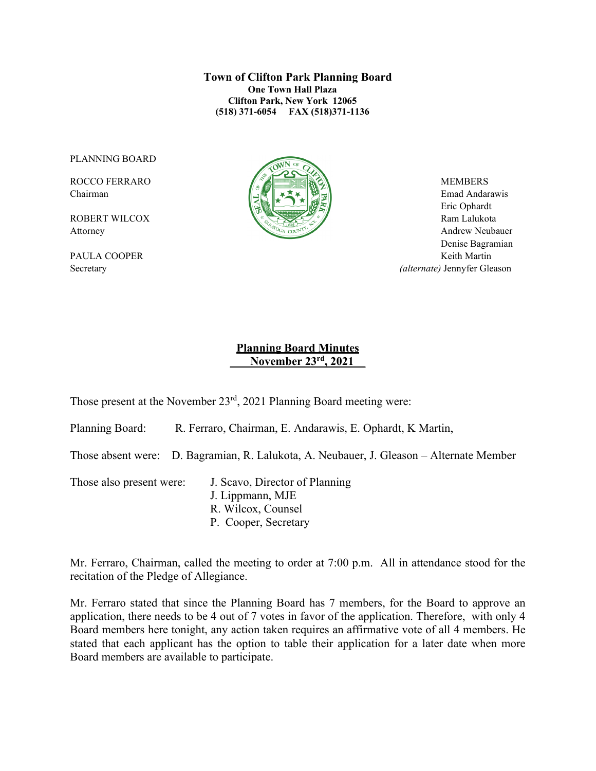**Town of Clifton Park Planning Board**
**One Town Hall Plaza**
**Clifton Park, New York 12065**
**(518) 371-6054 FAX (518)371-1136**

PLANNING BOARD

ROCCO FERRARO
Chairman

ROBERT WILCOX
Attorney

PAULA COOPER
Secretary

MEMBERS
Emad Andarawis
Eric Ophardt
Ram Lalukota
Andrew Neubauer
Denise Bagramian
Keith Martin
*(alternate)* Jennyfer Gleason

## Planning Board Minutes
## November 23rd, 2021

Those present at the November 23rd, 2021 Planning Board meeting were:

Planning Board: R. Ferraro, Chairman, E. Andarawis, E. Ophardt, K Martin,

Those absent were: D. Bagramian, R. Lalukota, A. Neubauer, J. Gleason – Alternate Member

Those also present were: J. Scavo, Director of Planning
J. Lippmann, MJE
R. Wilcox, Counsel
P. Cooper, Secretary

Mr. Ferraro, Chairman, called the meeting to order at 7:00 p.m. All in attendance stood for the recitation of the Pledge of Allegiance.

Mr. Ferraro stated that since the Planning Board has 7 members, for the Board to approve an application, there needs to be 4 out of 7 votes in favor of the application. Therefore, with only 4 Board members here tonight, any action taken requires an affirmative vote of all 4 members. He stated that each applicant has the option to table their application for a later date when more Board members are available to participate.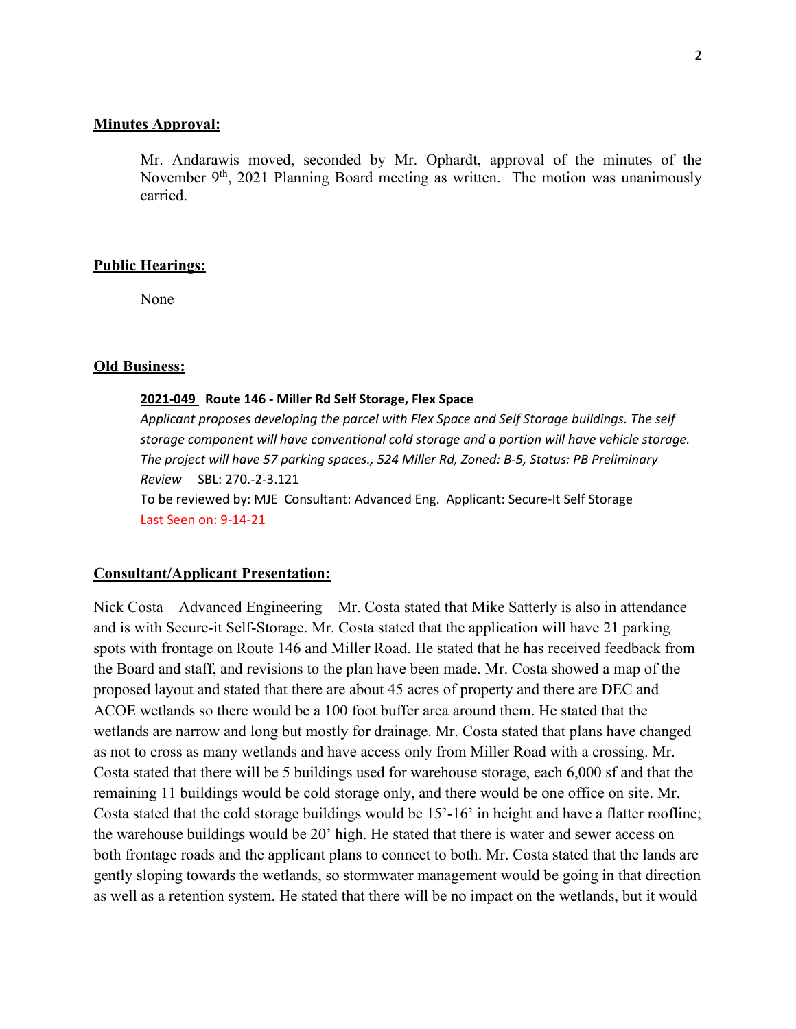**Minutes Approval:**

Mr. Andarawis moved, seconded by Mr. Ophardt, approval of the minutes of the November 9th, 2021 Planning Board meeting as written. The motion was unanimously carried.

**Public Hearings:**

None

**Old Business:**

**2021-049 Route 146 - Miller Rd Self Storage, Flex Space**

*Applicant proposes developing the parcel with Flex Space and Self Storage buildings. The self storage component will have conventional cold storage and a portion will have vehicle storage. The project will have 57 parking spaces., 524 Miller Rd, Zoned: B-5, Status: PB Preliminary Review* SBL: 270.-2-3.121

To be reviewed by: MJE Consultant: Advanced Eng. Applicant: Secure-It Self Storage

Last Seen on: 9-14-21

**Consultant/Applicant Presentation:**

Nick Costa – Advanced Engineering – Mr. Costa stated that Mike Satterly is also in attendance and is with Secure-it Self-Storage. Mr. Costa stated that the application will have 21 parking spots with frontage on Route 146 and Miller Road. He stated that he has received feedback from the Board and staff, and revisions to the plan have been made. Mr. Costa showed a map of the proposed layout and stated that there are about 45 acres of property and there are DEC and ACOE wetlands so there would be a 100 foot buffer area around them. He stated that the wetlands are narrow and long but mostly for drainage. Mr. Costa stated that plans have changed as not to cross as many wetlands and have access only from Miller Road with a crossing. Mr. Costa stated that there will be 5 buildings used for warehouse storage, each 6,000 sf and that the remaining 11 buildings would be cold storage only, and there would be one office on site. Mr. Costa stated that the cold storage buildings would be 15'-16' in height and have a flatter roofline; the warehouse buildings would be 20' high. He stated that there is water and sewer access on both frontage roads and the applicant plans to connect to both. Mr. Costa stated that the lands are gently sloping towards the wetlands, so stormwater management would be going in that direction as well as a retention system. He stated that there will be no impact on the wetlands, but it would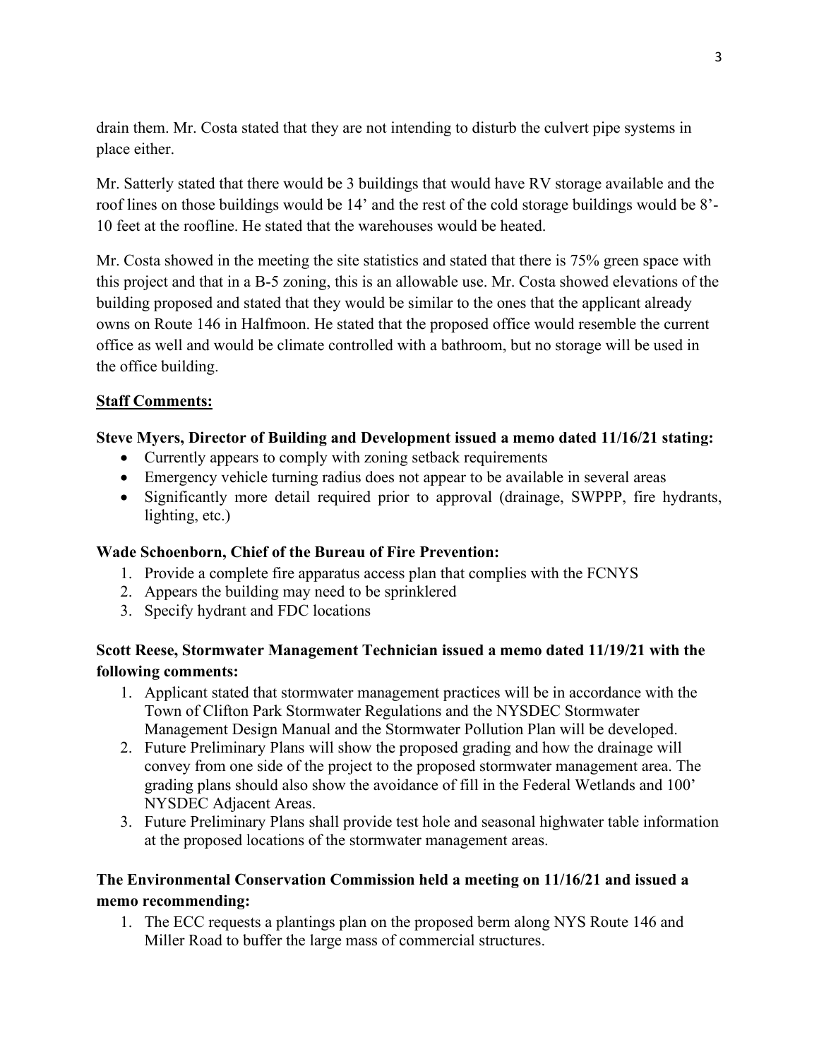drain them. Mr. Costa stated that they are not intending to disturb the culvert pipe systems in place either.

Mr. Satterly stated that there would be 3 buildings that would have RV storage available and the roof lines on those buildings would be 14' and the rest of the cold storage buildings would be 8'-10 feet at the roofline. He stated that the warehouses would be heated.

Mr. Costa showed in the meeting the site statistics and stated that there is 75% green space with this project and that in a B-5 zoning, this is an allowable use. Mr. Costa showed elevations of the building proposed and stated that they would be similar to the ones that the applicant already owns on Route 146 in Halfmoon. He stated that the proposed office would resemble the current office as well and would be climate controlled with a bathroom, but no storage will be used in the office building.

**Staff Comments:**

**Steve Myers, Director of Building and Development issued a memo dated 11/16/21 stating:**

- Currently appears to comply with zoning setback requirements
- Emergency vehicle turning radius does not appear to be available in several areas
- Significantly more detail required prior to approval (drainage, SWPPP, fire hydrants, lighting, etc.)

**Wade Schoenborn, Chief of the Bureau of Fire Prevention:**

1. Provide a complete fire apparatus access plan that complies with the FCNYS
2. Appears the building may need to be sprinklered
3. Specify hydrant and FDC locations

**Scott Reese, Stormwater Management Technician issued a memo dated 11/19/21 with the following comments:**

1. Applicant stated that stormwater management practices will be in accordance with the Town of Clifton Park Stormwater Regulations and the NYSDEC Stormwater Management Design Manual and the Stormwater Pollution Plan will be developed.
2. Future Preliminary Plans will show the proposed grading and how the drainage will convey from one side of the project to the proposed stormwater management area. The grading plans should also show the avoidance of fill in the Federal Wetlands and 100' NYSDEC Adjacent Areas.
3. Future Preliminary Plans shall provide test hole and seasonal highwater table information at the proposed locations of the stormwater management areas.

**The Environmental Conservation Commission held a meeting on 11/16/21 and issued a memo recommending:**

1. The ECC requests a plantings plan on the proposed berm along NYS Route 146 and Miller Road to buffer the large mass of commercial structures.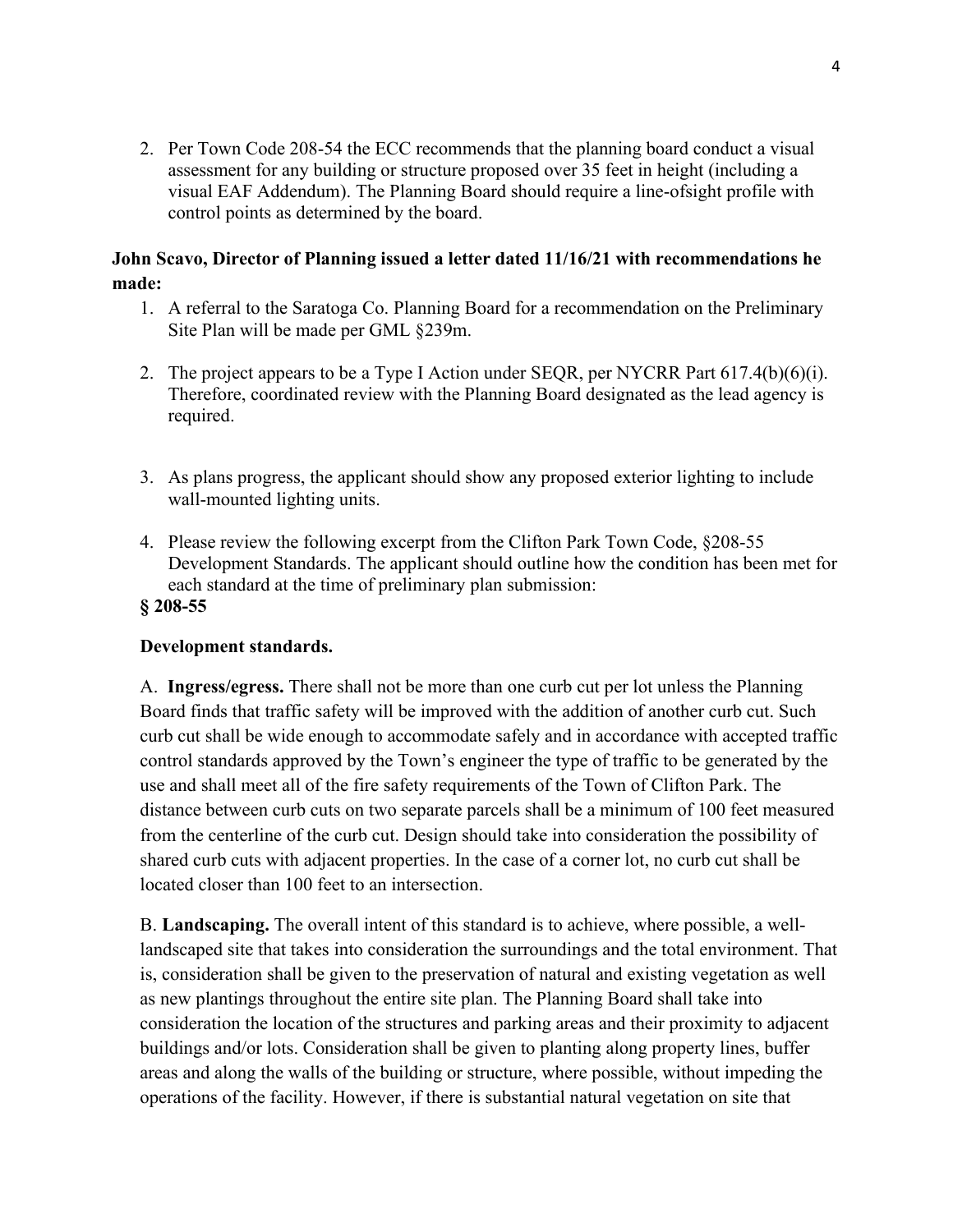2. Per Town Code 208-54 the ECC recommends that the planning board conduct a visual assessment for any building or structure proposed over 35 feet in height (including a visual EAF Addendum). The Planning Board should require a line-ofsight profile with control points as determined by the board.

**John Scavo, Director of Planning issued a letter dated 11/16/21 with recommendations he made:**

1. A referral to the Saratoga Co. Planning Board for a recommendation on the Preliminary Site Plan will be made per GML §239m.

2. The project appears to be a Type I Action under SEQR, per NYCRR Part 617.4(b)(6)(i). Therefore, coordinated review with the Planning Board designated as the lead agency is required.

3. As plans progress, the applicant should show any proposed exterior lighting to include wall-mounted lighting units.

4. Please review the following excerpt from the Clifton Park Town Code, §208-55 Development Standards. The applicant should outline how the condition has been met for each standard at the time of preliminary plan submission:

**§ 208-55**

**Development standards.**

A. **Ingress/egress.** There shall not be more than one curb cut per lot unless the Planning Board finds that traffic safety will be improved with the addition of another curb cut. Such curb cut shall be wide enough to accommodate safely and in accordance with accepted traffic control standards approved by the Town's engineer the type of traffic to be generated by the use and shall meet all of the fire safety requirements of the Town of Clifton Park. The distance between curb cuts on two separate parcels shall be a minimum of 100 feet measured from the centerline of the curb cut. Design should take into consideration the possibility of shared curb cuts with adjacent properties. In the case of a corner lot, no curb cut shall be located closer than 100 feet to an intersection.

B. **Landscaping.** The overall intent of this standard is to achieve, where possible, a well-landscaped site that takes into consideration the surroundings and the total environment. That is, consideration shall be given to the preservation of natural and existing vegetation as well as new plantings throughout the entire site plan. The Planning Board shall take into consideration the location of the structures and parking areas and their proximity to adjacent buildings and/or lots. Consideration shall be given to planting along property lines, buffer areas and along the walls of the building or structure, where possible, without impeding the operations of the facility. However, if there is substantial natural vegetation on site that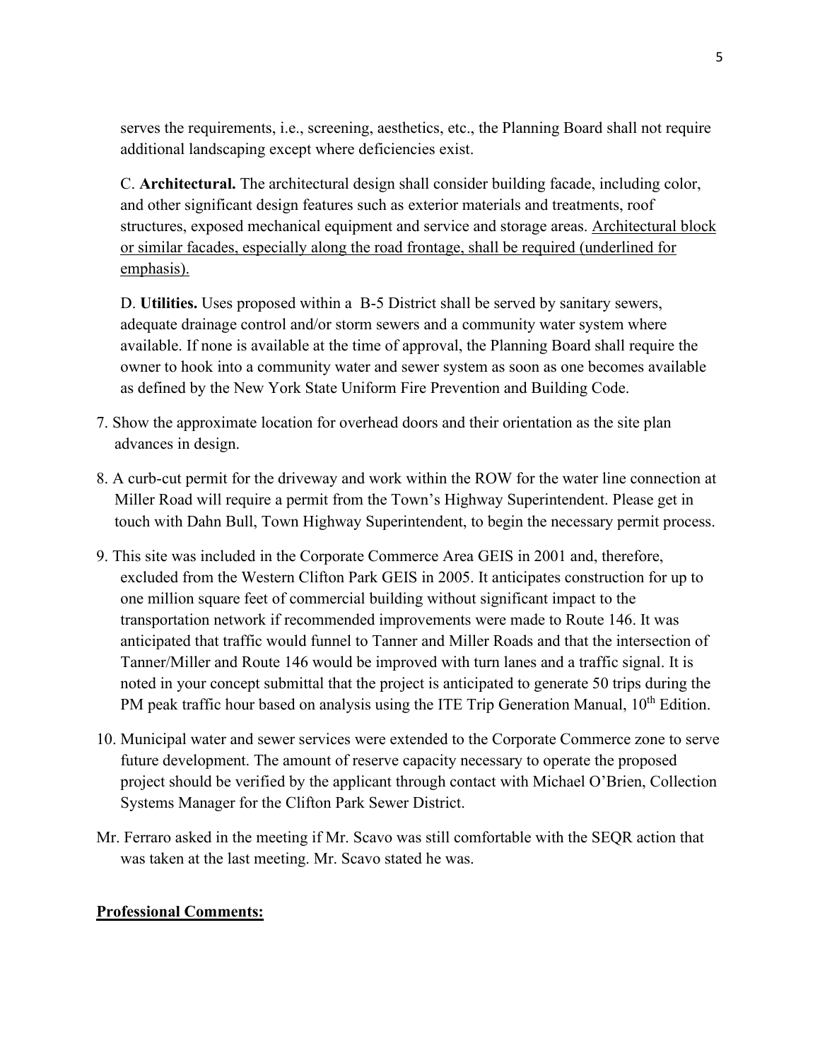serves the requirements, i.e., screening, aesthetics, etc., the Planning Board shall not require additional landscaping except where deficiencies exist.

C. **Architectural.** The architectural design shall consider building facade, including color, and other significant design features such as exterior materials and treatments, roof structures, exposed mechanical equipment and service and storage areas. <u>Architectural block or similar facades, especially along the road frontage, shall be required (underlined for emphasis).</u>

D. **Utilities.** Uses proposed within a B-5 District shall be served by sanitary sewers, adequate drainage control and/or storm sewers and a community water system where available. If none is available at the time of approval, the Planning Board shall require the owner to hook into a community water and sewer system as soon as one becomes available as defined by the New York State Uniform Fire Prevention and Building Code.

7. Show the approximate location for overhead doors and their orientation as the site plan advances in design.

8. A curb-cut permit for the driveway and work within the ROW for the water line connection at Miller Road will require a permit from the Town's Highway Superintendent. Please get in touch with Dahn Bull, Town Highway Superintendent, to begin the necessary permit process.

9. This site was included in the Corporate Commerce Area GEIS in 2001 and, therefore, excluded from the Western Clifton Park GEIS in 2005. It anticipates construction for up to one million square feet of commercial building without significant impact to the transportation network if recommended improvements were made to Route 146. It was anticipated that traffic would funnel to Tanner and Miller Roads and that the intersection of Tanner/Miller and Route 146 would be improved with turn lanes and a traffic signal. It is noted in your concept submittal that the project is anticipated to generate 50 trips during the PM peak traffic hour based on analysis using the ITE Trip Generation Manual, 10th Edition.

10. Municipal water and sewer services were extended to the Corporate Commerce zone to serve future development. The amount of reserve capacity necessary to operate the proposed project should be verified by the applicant through contact with Michael O'Brien, Collection Systems Manager for the Clifton Park Sewer District.

Mr. Ferraro asked in the meeting if Mr. Scavo was still comfortable with the SEQR action that was taken at the last meeting. Mr. Scavo stated he was.

**<u>Professional Comments:</u>**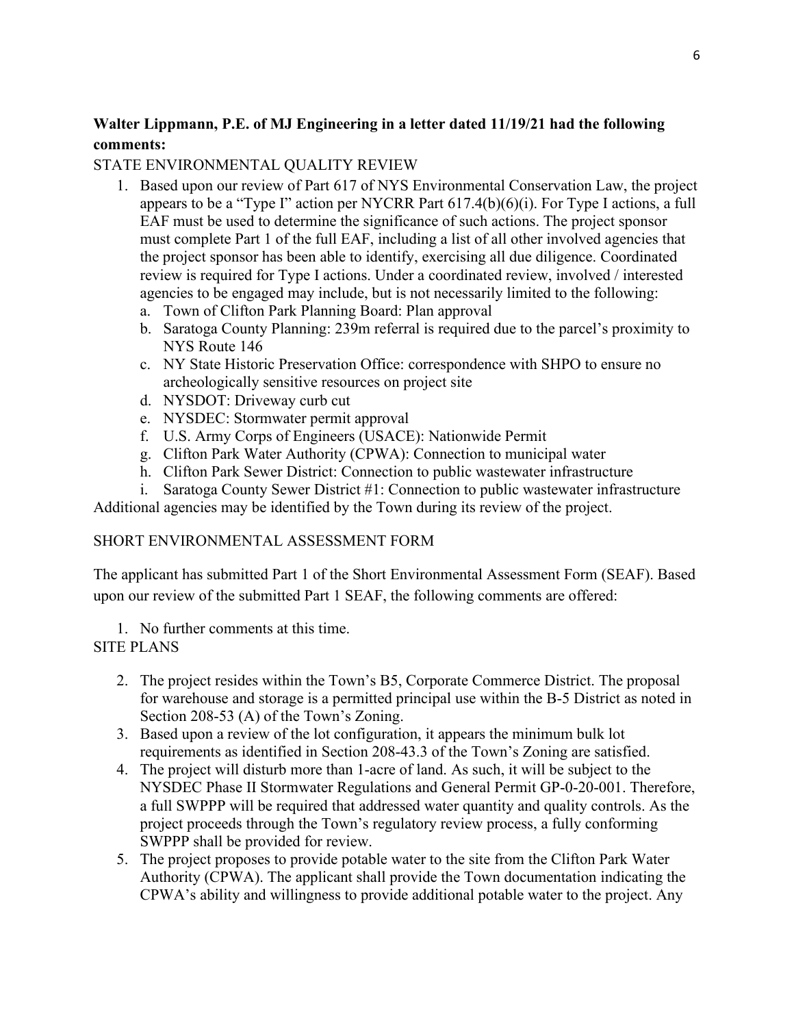**Walter Lippmann, P.E. of MJ Engineering in a letter dated 11/19/21 had the following comments:**

STATE ENVIRONMENTAL QUALITY REVIEW

1. Based upon our review of Part 617 of NYS Environmental Conservation Law, the project appears to be a "Type I" action per NYCRR Part 617.4(b)(6)(i). For Type I actions, a full EAF must be used to determine the significance of such actions. The project sponsor must complete Part 1 of the full EAF, including a list of all other involved agencies that the project sponsor has been able to identify, exercising all due diligence. Coordinated review is required for Type I actions. Under a coordinated review, involved / interested agencies to be engaged may include, but is not necessarily limited to the following:
   a. Town of Clifton Park Planning Board: Plan approval
   b. Saratoga County Planning: 239m referral is required due to the parcel's proximity to NYS Route 146
   c. NY State Historic Preservation Office: correspondence with SHPO to ensure no archeologically sensitive resources on project site
   d. NYSDOT: Driveway curb cut
   e. NYSDEC: Stormwater permit approval
   f. U.S. Army Corps of Engineers (USACE): Nationwide Permit
   g. Clifton Park Water Authority (CPWA): Connection to municipal water
   h. Clifton Park Sewer District: Connection to public wastewater infrastructure
   i. Saratoga County Sewer District #1: Connection to public wastewater infrastructure

Additional agencies may be identified by the Town during its review of the project.

SHORT ENVIRONMENTAL ASSESSMENT FORM

The applicant has submitted Part 1 of the Short Environmental Assessment Form (SEAF). Based upon our review of the submitted Part 1 SEAF, the following comments are offered:

1. No further comments at this time.

SITE PLANS

2. The project resides within the Town's B5, Corporate Commerce District. The proposal for warehouse and storage is a permitted principal use within the B-5 District as noted in Section 208-53 (A) of the Town's Zoning.
3. Based upon a review of the lot configuration, it appears the minimum bulk lot requirements as identified in Section 208-43.3 of the Town's Zoning are satisfied.
4. The project will disturb more than 1-acre of land. As such, it will be subject to the NYSDEC Phase II Stormwater Regulations and General Permit GP-0-20-001. Therefore, a full SWPPP will be required that addressed water quantity and quality controls. As the project proceeds through the Town's regulatory review process, a fully conforming SWPPP shall be provided for review.
5. The project proposes to provide potable water to the site from the Clifton Park Water Authority (CPWA). The applicant shall provide the Town documentation indicating the CPWA's ability and willingness to provide additional potable water to the project. Any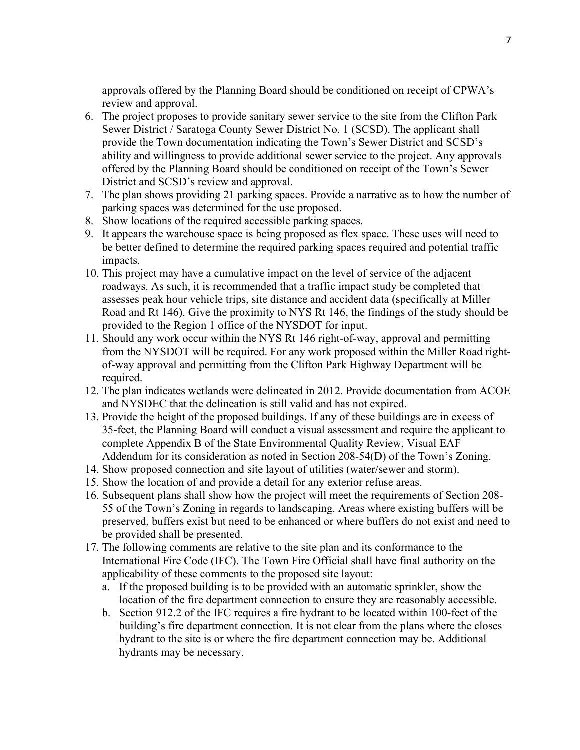approvals offered by the Planning Board should be conditioned on receipt of CPWA's review and approval.

6. The project proposes to provide sanitary sewer service to the site from the Clifton Park Sewer District / Saratoga County Sewer District No. 1 (SCSD). The applicant shall provide the Town documentation indicating the Town's Sewer District and SCSD's ability and willingness to provide additional sewer service to the project. Any approvals offered by the Planning Board should be conditioned on receipt of the Town's Sewer District and SCSD's review and approval.
7. The plan shows providing 21 parking spaces. Provide a narrative as to how the number of parking spaces was determined for the use proposed.
8. Show locations of the required accessible parking spaces.
9. It appears the warehouse space is being proposed as flex space. These uses will need to be better defined to determine the required parking spaces required and potential traffic impacts.
10. This project may have a cumulative impact on the level of service of the adjacent roadways. As such, it is recommended that a traffic impact study be completed that assesses peak hour vehicle trips, site distance and accident data (specifically at Miller Road and Rt 146). Give the proximity to NYS Rt 146, the findings of the study should be provided to the Region 1 office of the NYSDOT for input.
11. Should any work occur within the NYS Rt 146 right-of-way, approval and permitting from the NYSDOT will be required. For any work proposed within the Miller Road right-of-way approval and permitting from the Clifton Park Highway Department will be required.
12. The plan indicates wetlands were delineated in 2012. Provide documentation from ACOE and NYSDEC that the delineation is still valid and has not expired.
13. Provide the height of the proposed buildings. If any of these buildings are in excess of 35-feet, the Planning Board will conduct a visual assessment and require the applicant to complete Appendix B of the State Environmental Quality Review, Visual EAF Addendum for its consideration as noted in Section 208-54(D) of the Town's Zoning.
14. Show proposed connection and site layout of utilities (water/sewer and storm).
15. Show the location of and provide a detail for any exterior refuse areas.
16. Subsequent plans shall show how the project will meet the requirements of Section 208-55 of the Town's Zoning in regards to landscaping. Areas where existing buffers will be preserved, buffers exist but need to be enhanced or where buffers do not exist and need to be provided shall be presented.
17. The following comments are relative to the site plan and its conformance to the International Fire Code (IFC). The Town Fire Official shall have final authority on the applicability of these comments to the proposed site layout:
    a. If the proposed building is to be provided with an automatic sprinkler, show the location of the fire department connection to ensure they are reasonably accessible.
    b. Section 912.2 of the IFC requires a fire hydrant to be located within 100-feet of the building's fire department connection. It is not clear from the plans where the closes hydrant to the site is or where the fire department connection may be. Additional hydrants may be necessary.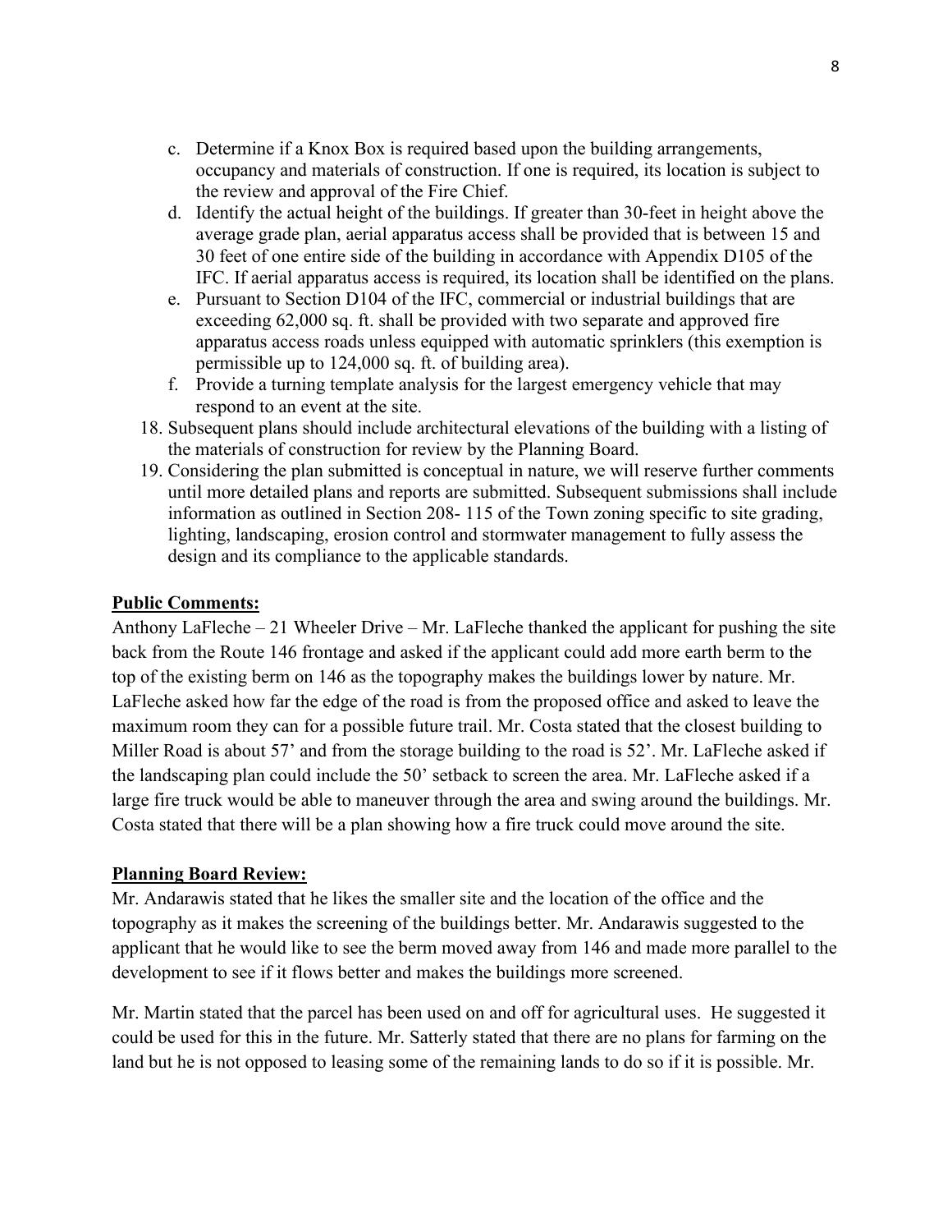c. Determine if a Knox Box is required based upon the building arrangements, occupancy and materials of construction. If one is required, its location is subject to the review and approval of the Fire Chief.
d. Identify the actual height of the buildings. If greater than 30-feet in height above the average grade plan, aerial apparatus access shall be provided that is between 15 and 30 feet of one entire side of the building in accordance with Appendix D105 of the IFC. If aerial apparatus access is required, its location shall be identified on the plans.
e. Pursuant to Section D104 of the IFC, commercial or industrial buildings that are exceeding 62,000 sq. ft. shall be provided with two separate and approved fire apparatus access roads unless equipped with automatic sprinklers (this exemption is permissible up to 124,000 sq. ft. of building area).
f. Provide a turning template analysis for the largest emergency vehicle that may respond to an event at the site.

18. Subsequent plans should include architectural elevations of the building with a listing of the materials of construction for review by the Planning Board.
19. Considering the plan submitted is conceptual in nature, we will reserve further comments until more detailed plans and reports are submitted. Subsequent submissions shall include information as outlined in Section 208- 115 of the Town zoning specific to site grading, lighting, landscaping, erosion control and stormwater management to fully assess the design and its compliance to the applicable standards.

**Public Comments:**

Anthony LaFleche – 21 Wheeler Drive – Mr. LaFleche thanked the applicant for pushing the site back from the Route 146 frontage and asked if the applicant could add more earth berm to the top of the existing berm on 146 as the topography makes the buildings lower by nature. Mr. LaFleche asked how far the edge of the road is from the proposed office and asked to leave the maximum room they can for a possible future trail. Mr. Costa stated that the closest building to Miller Road is about 57' and from the storage building to the road is 52'. Mr. LaFleche asked if the landscaping plan could include the 50' setback to screen the area. Mr. LaFleche asked if a large fire truck would be able to maneuver through the area and swing around the buildings. Mr. Costa stated that there will be a plan showing how a fire truck could move around the site.

**Planning Board Review:**

Mr. Andarawis stated that he likes the smaller site and the location of the office and the topography as it makes the screening of the buildings better. Mr. Andarawis suggested to the applicant that he would like to see the berm moved away from 146 and made more parallel to the development to see if it flows better and makes the buildings more screened.

Mr. Martin stated that the parcel has been used on and off for agricultural uses. He suggested it could be used for this in the future. Mr. Satterly stated that there are no plans for farming on the land but he is not opposed to leasing some of the remaining lands to do so if it is possible. Mr.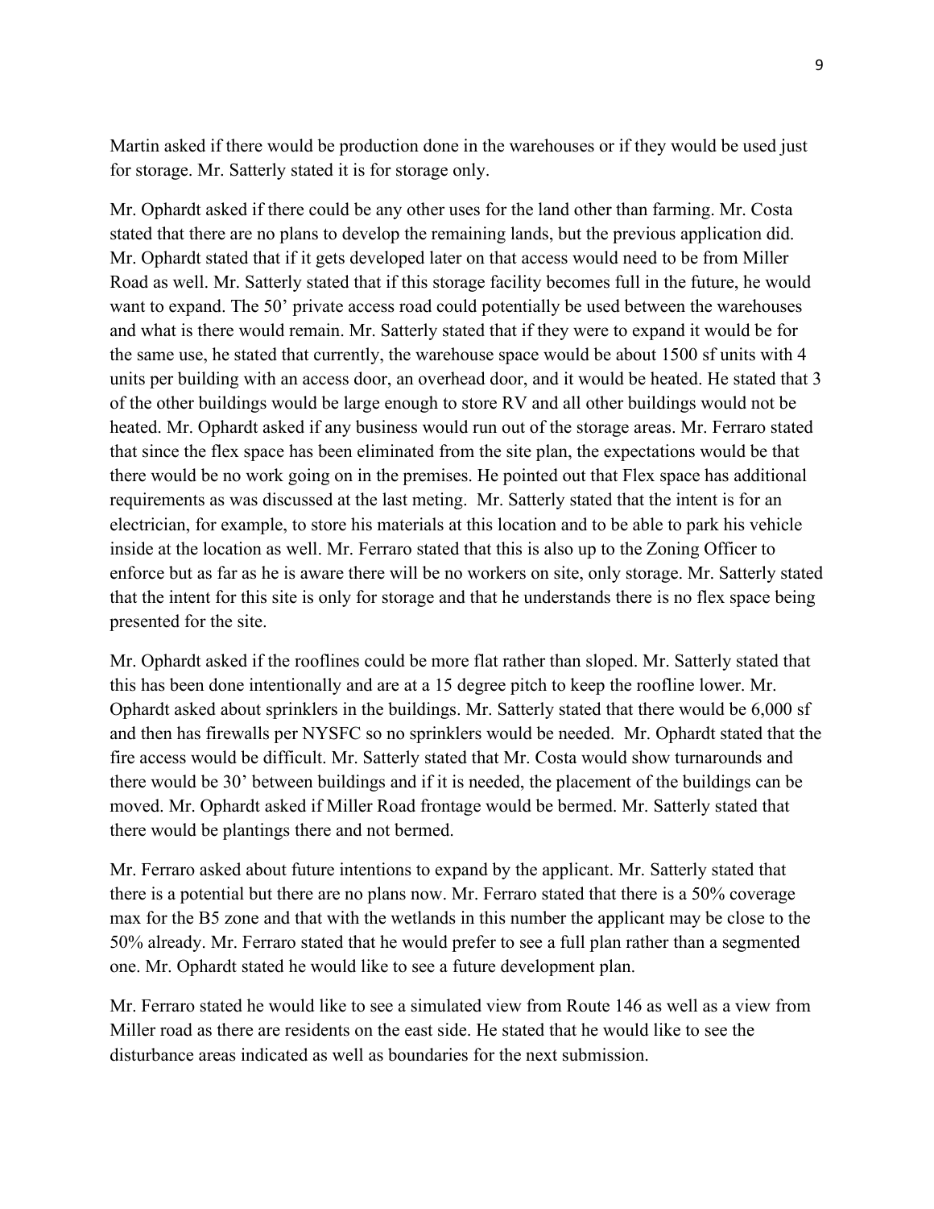Martin asked if there would be production done in the warehouses or if they would be used just for storage. Mr. Satterly stated it is for storage only.

Mr. Ophardt asked if there could be any other uses for the land other than farming. Mr. Costa stated that there are no plans to develop the remaining lands, but the previous application did. Mr. Ophardt stated that if it gets developed later on that access would need to be from Miller Road as well. Mr. Satterly stated that if this storage facility becomes full in the future, he would want to expand. The 50' private access road could potentially be used between the warehouses and what is there would remain. Mr. Satterly stated that if they were to expand it would be for the same use, he stated that currently, the warehouse space would be about 1500 sf units with 4 units per building with an access door, an overhead door, and it would be heated. He stated that 3 of the other buildings would be large enough to store RV and all other buildings would not be heated. Mr. Ophardt asked if any business would run out of the storage areas. Mr. Ferraro stated that since the flex space has been eliminated from the site plan, the expectations would be that there would be no work going on in the premises. He pointed out that Flex space has additional requirements as was discussed at the last meting. Mr. Satterly stated that the intent is for an electrician, for example, to store his materials at this location and to be able to park his vehicle inside at the location as well. Mr. Ferraro stated that this is also up to the Zoning Officer to enforce but as far as he is aware there will be no workers on site, only storage. Mr. Satterly stated that the intent for this site is only for storage and that he understands there is no flex space being presented for the site.

Mr. Ophardt asked if the rooflines could be more flat rather than sloped. Mr. Satterly stated that this has been done intentionally and are at a 15 degree pitch to keep the roofline lower. Mr. Ophardt asked about sprinklers in the buildings. Mr. Satterly stated that there would be 6,000 sf and then has firewalls per NYSFC so no sprinklers would be needed. Mr. Ophardt stated that the fire access would be difficult. Mr. Satterly stated that Mr. Costa would show turnarounds and there would be 30' between buildings and if it is needed, the placement of the buildings can be moved. Mr. Ophardt asked if Miller Road frontage would be bermed. Mr. Satterly stated that there would be plantings there and not bermed.

Mr. Ferraro asked about future intentions to expand by the applicant. Mr. Satterly stated that there is a potential but there are no plans now. Mr. Ferraro stated that there is a 50% coverage max for the B5 zone and that with the wetlands in this number the applicant may be close to the 50% already. Mr. Ferraro stated that he would prefer to see a full plan rather than a segmented one. Mr. Ophardt stated he would like to see a future development plan.

Mr. Ferraro stated he would like to see a simulated view from Route 146 as well as a view from Miller road as there are residents on the east side. He stated that he would like to see the disturbance areas indicated as well as boundaries for the next submission.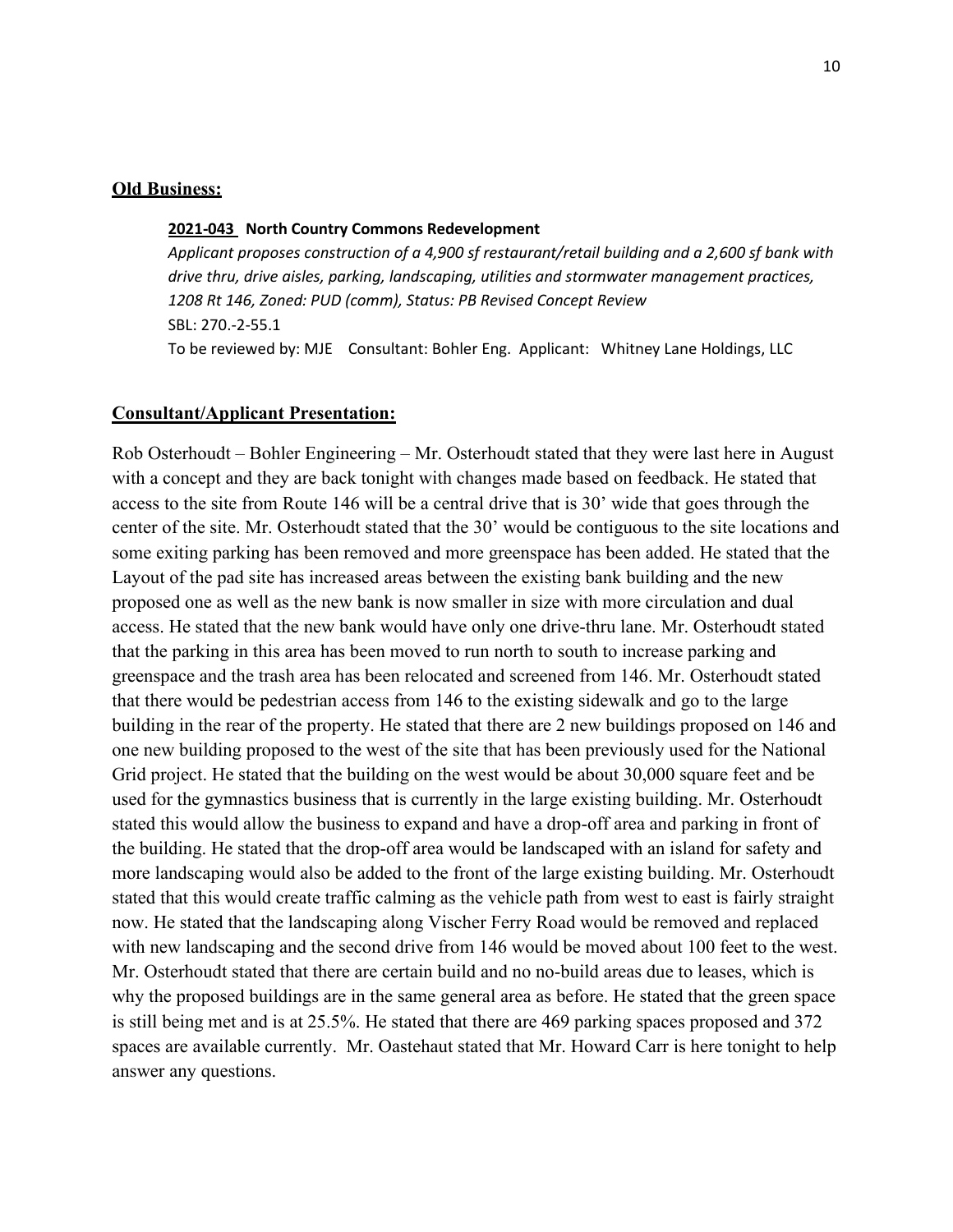**Old Business:**

**2021-043 North Country Commons Redevelopment**

*Applicant proposes construction of a 4,900 sf restaurant/retail building and a 2,600 sf bank with drive thru, drive aisles, parking, landscaping, utilities and stormwater management practices, 1208 Rt 146, Zoned: PUD (comm), Status: PB Revised Concept Review*

SBL: 270.-2-55.1

To be reviewed by: MJE Consultant: Bohler Eng. Applicant: Whitney Lane Holdings, LLC

**Consultant/Applicant Presentation:**

Rob Osterhoudt – Bohler Engineering – Mr. Osterhoudt stated that they were last here in August with a concept and they are back tonight with changes made based on feedback. He stated that access to the site from Route 146 will be a central drive that is 30' wide that goes through the center of the site. Mr. Osterhoudt stated that the 30' would be contiguous to the site locations and some exiting parking has been removed and more greenspace has been added. He stated that the Layout of the pad site has increased areas between the existing bank building and the new proposed one as well as the new bank is now smaller in size with more circulation and dual access. He stated that the new bank would have only one drive-thru lane. Mr. Osterhoudt stated that the parking in this area has been moved to run north to south to increase parking and greenspace and the trash area has been relocated and screened from 146. Mr. Osterhoudt stated that there would be pedestrian access from 146 to the existing sidewalk and go to the large building in the rear of the property. He stated that there are 2 new buildings proposed on 146 and one new building proposed to the west of the site that has been previously used for the National Grid project. He stated that the building on the west would be about 30,000 square feet and be used for the gymnastics business that is currently in the large existing building. Mr. Osterhoudt stated this would allow the business to expand and have a drop-off area and parking in front of the building. He stated that the drop-off area would be landscaped with an island for safety and more landscaping would also be added to the front of the large existing building. Mr. Osterhoudt stated that this would create traffic calming as the vehicle path from west to east is fairly straight now. He stated that the landscaping along Vischer Ferry Road would be removed and replaced with new landscaping and the second drive from 146 would be moved about 100 feet to the west. Mr. Osterhoudt stated that there are certain build and no no-build areas due to leases, which is why the proposed buildings are in the same general area as before. He stated that the green space is still being met and is at 25.5%. He stated that there are 469 parking spaces proposed and 372 spaces are available currently. Mr. Oastehaut stated that Mr. Howard Carr is here tonight to help answer any questions.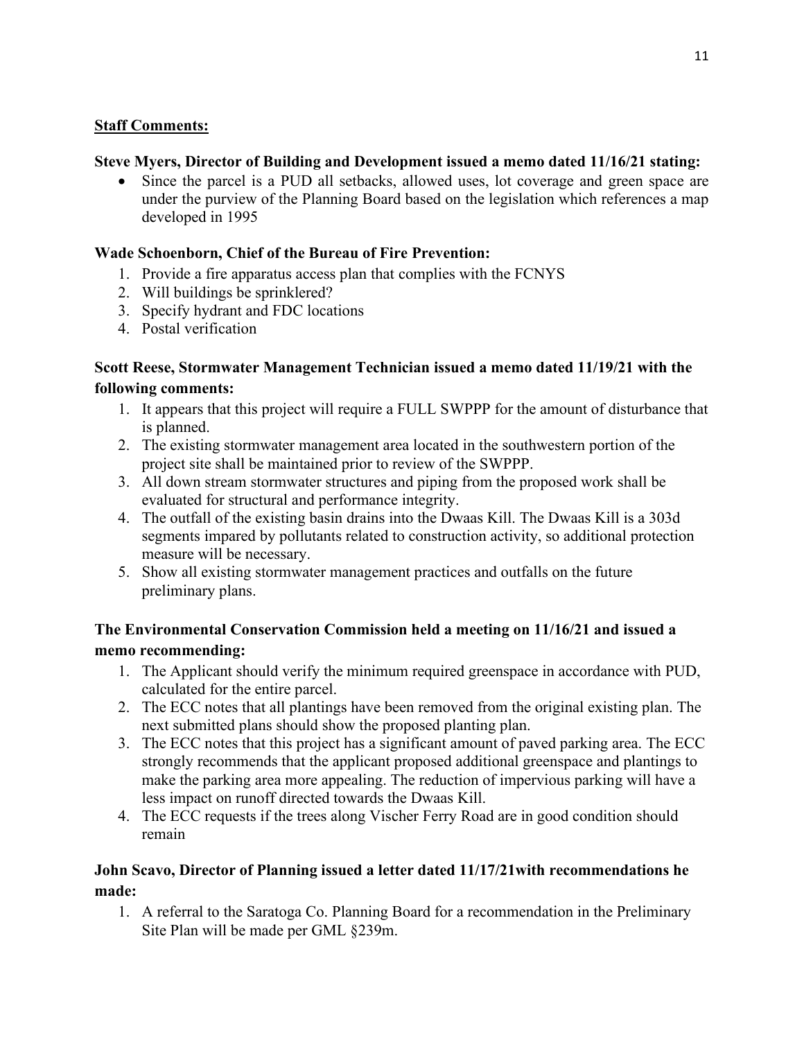**Staff Comments:**

**Steve Myers, Director of Building and Development issued a memo dated 11/16/21 stating:**

- Since the parcel is a PUD all setbacks, allowed uses, lot coverage and green space are under the purview of the Planning Board based on the legislation which references a map developed in 1995

**Wade Schoenborn, Chief of the Bureau of Fire Prevention:**

1. Provide a fire apparatus access plan that complies with the FCNYS
2. Will buildings be sprinklered?
3. Specify hydrant and FDC locations
4. Postal verification

**Scott Reese, Stormwater Management Technician issued a memo dated 11/19/21 with the following comments:**

1. It appears that this project will require a FULL SWPPP for the amount of disturbance that is planned.
2. The existing stormwater management area located in the southwestern portion of the project site shall be maintained prior to review of the SWPPP.
3. All down stream stormwater structures and piping from the proposed work shall be evaluated for structural and performance integrity.
4. The outfall of the existing basin drains into the Dwaas Kill. The Dwaas Kill is a 303d segments impared by pollutants related to construction activity, so additional protection measure will be necessary.
5. Show all existing stormwater management practices and outfalls on the future preliminary plans.

**The Environmental Conservation Commission held a meeting on 11/16/21 and issued a memo recommending:**

1. The Applicant should verify the minimum required greenspace in accordance with PUD, calculated for the entire parcel.
2. The ECC notes that all plantings have been removed from the original existing plan. The next submitted plans should show the proposed planting plan.
3. The ECC notes that this project has a significant amount of paved parking area. The ECC strongly recommends that the applicant proposed additional greenspace and plantings to make the parking area more appealing. The reduction of impervious parking will have a less impact on runoff directed towards the Dwaas Kill.
4. The ECC requests if the trees along Vischer Ferry Road are in good condition should remain

**John Scavo, Director of Planning issued a letter dated 11/17/21with recommendations he made:**

1. A referral to the Saratoga Co. Planning Board for a recommendation in the Preliminary Site Plan will be made per GML §239m.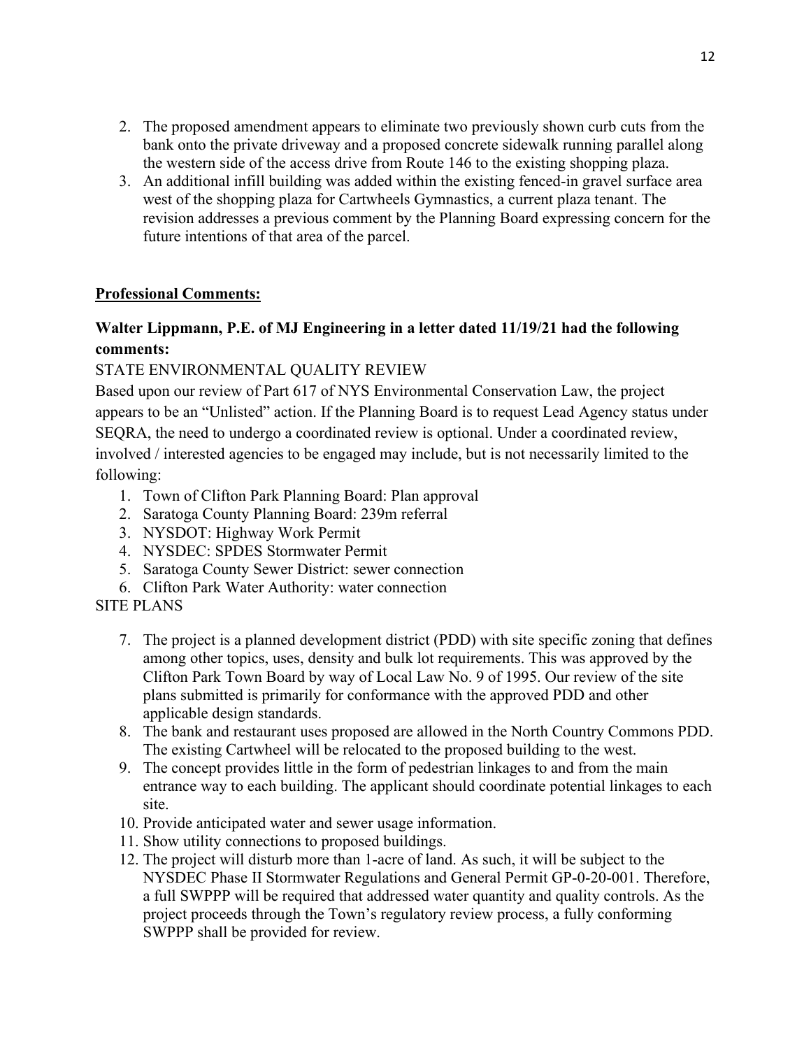2. The proposed amendment appears to eliminate two previously shown curb cuts from the bank onto the private driveway and a proposed concrete sidewalk running parallel along the western side of the access drive from Route 146 to the existing shopping plaza.
3. An additional infill building was added within the existing fenced-in gravel surface area west of the shopping plaza for Cartwheels Gymnastics, a current plaza tenant. The revision addresses a previous comment by the Planning Board expressing concern for the future intentions of that area of the parcel.

**Professional Comments:**

**Walter Lippmann, P.E. of MJ Engineering in a letter dated 11/19/21 had the following comments:**

STATE ENVIRONMENTAL QUALITY REVIEW

Based upon our review of Part 617 of NYS Environmental Conservation Law, the project appears to be an "Unlisted" action. If the Planning Board is to request Lead Agency status under SEQRA, the need to undergo a coordinated review is optional. Under a coordinated review, involved / interested agencies to be engaged may include, but is not necessarily limited to the following:

1. Town of Clifton Park Planning Board: Plan approval
2. Saratoga County Planning Board: 239m referral
3. NYSDOT: Highway Work Permit
4. NYSDEC: SPDES Stormwater Permit
5. Saratoga County Sewer District: sewer connection
6. Clifton Park Water Authority: water connection

SITE PLANS

7. The project is a planned development district (PDD) with site specific zoning that defines among other topics, uses, density and bulk lot requirements. This was approved by the Clifton Park Town Board by way of Local Law No. 9 of 1995. Our review of the site plans submitted is primarily for conformance with the approved PDD and other applicable design standards.
8. The bank and restaurant uses proposed are allowed in the North Country Commons PDD. The existing Cartwheel will be relocated to the proposed building to the west.
9. The concept provides little in the form of pedestrian linkages to and from the main entrance way to each building. The applicant should coordinate potential linkages to each site.
10. Provide anticipated water and sewer usage information.
11. Show utility connections to proposed buildings.
12. The project will disturb more than 1-acre of land. As such, it will be subject to the NYSDEC Phase II Stormwater Regulations and General Permit GP-0-20-001. Therefore, a full SWPPP will be required that addressed water quantity and quality controls. As the project proceeds through the Town's regulatory review process, a fully conforming SWPPP shall be provided for review.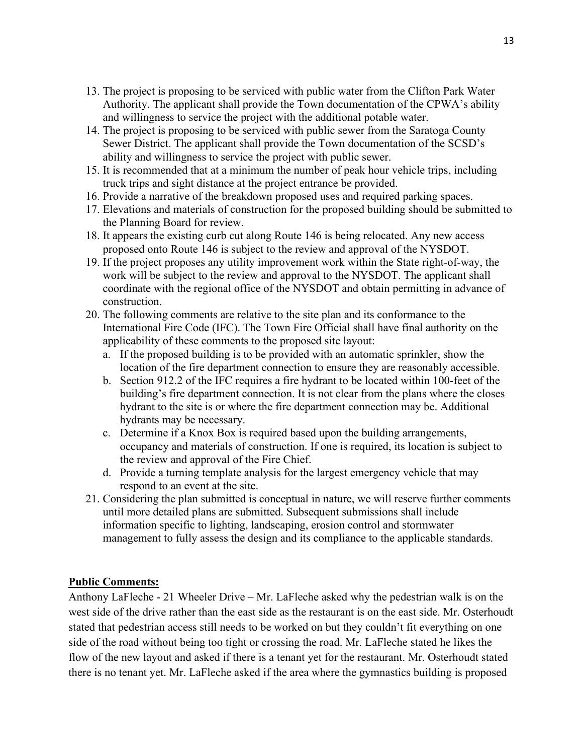13. The project is proposing to be serviced with public water from the Clifton Park Water Authority. The applicant shall provide the Town documentation of the CPWA's ability and willingness to service the project with the additional potable water.
14. The project is proposing to be serviced with public sewer from the Saratoga County Sewer District. The applicant shall provide the Town documentation of the SCSD's ability and willingness to service the project with public sewer.
15. It is recommended that at a minimum the number of peak hour vehicle trips, including truck trips and sight distance at the project entrance be provided.
16. Provide a narrative of the breakdown proposed uses and required parking spaces.
17. Elevations and materials of construction for the proposed building should be submitted to the Planning Board for review.
18. It appears the existing curb cut along Route 146 is being relocated. Any new access proposed onto Route 146 is subject to the review and approval of the NYSDOT.
19. If the project proposes any utility improvement work within the State right-of-way, the work will be subject to the review and approval to the NYSDOT. The applicant shall coordinate with the regional office of the NYSDOT and obtain permitting in advance of construction.
20. The following comments are relative to the site plan and its conformance to the International Fire Code (IFC). The Town Fire Official shall have final authority on the applicability of these comments to the proposed site layout:
    a. If the proposed building is to be provided with an automatic sprinkler, show the location of the fire department connection to ensure they are reasonably accessible.
    b. Section 912.2 of the IFC requires a fire hydrant to be located within 100-feet of the building's fire department connection. It is not clear from the plans where the closes hydrant to the site is or where the fire department connection may be. Additional hydrants may be necessary.
    c. Determine if a Knox Box is required based upon the building arrangements, occupancy and materials of construction. If one is required, its location is subject to the review and approval of the Fire Chief.
    d. Provide a turning template analysis for the largest emergency vehicle that may respond to an event at the site.
21. Considering the plan submitted is conceptual in nature, we will reserve further comments until more detailed plans are submitted. Subsequent submissions shall include information specific to lighting, landscaping, erosion control and stormwater management to fully assess the design and its compliance to the applicable standards.

**Public Comments:**

Anthony LaFleche - 21 Wheeler Drive – Mr. LaFleche asked why the pedestrian walk is on the west side of the drive rather than the east side as the restaurant is on the east side. Mr. Osterhoudt stated that pedestrian access still needs to be worked on but they couldn't fit everything on one side of the road without being too tight or crossing the road. Mr. LaFleche stated he likes the flow of the new layout and asked if there is a tenant yet for the restaurant. Mr. Osterhoudt stated there is no tenant yet. Mr. LaFleche asked if the area where the gymnastics building is proposed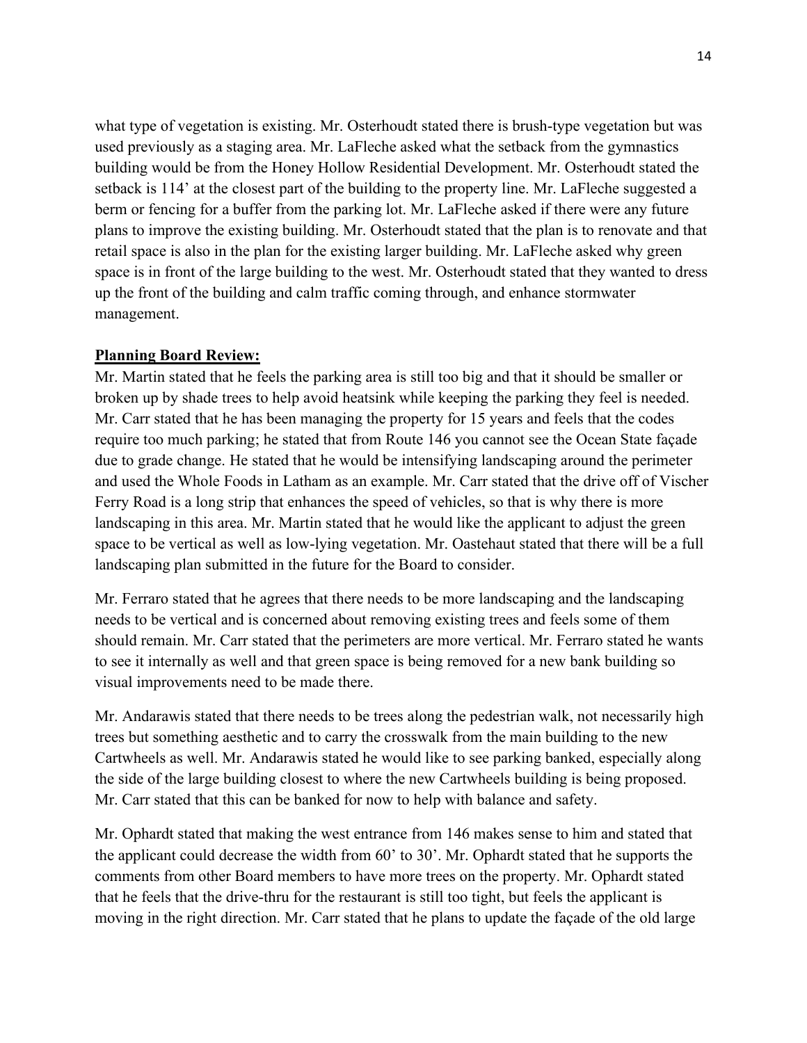what type of vegetation is existing. Mr. Osterhoudt stated there is brush-type vegetation but was used previously as a staging area. Mr. LaFleche asked what the setback from the gymnastics building would be from the Honey Hollow Residential Development. Mr. Osterhoudt stated the setback is 114' at the closest part of the building to the property line. Mr. LaFleche suggested a berm or fencing for a buffer from the parking lot. Mr. LaFleche asked if there were any future plans to improve the existing building. Mr. Osterhoudt stated that the plan is to renovate and that retail space is also in the plan for the existing larger building. Mr. LaFleche asked why green space is in front of the large building to the west. Mr. Osterhoudt stated that they wanted to dress up the front of the building and calm traffic coming through, and enhance stormwater management.

**Planning Board Review:**

Mr. Martin stated that he feels the parking area is still too big and that it should be smaller or broken up by shade trees to help avoid heatsink while keeping the parking they feel is needed. Mr. Carr stated that he has been managing the property for 15 years and feels that the codes require too much parking; he stated that from Route 146 you cannot see the Ocean State façade due to grade change. He stated that he would be intensifying landscaping around the perimeter and used the Whole Foods in Latham as an example. Mr. Carr stated that the drive off of Vischer Ferry Road is a long strip that enhances the speed of vehicles, so that is why there is more landscaping in this area. Mr. Martin stated that he would like the applicant to adjust the green space to be vertical as well as low-lying vegetation. Mr. Oastehaut stated that there will be a full landscaping plan submitted in the future for the Board to consider.

Mr. Ferraro stated that he agrees that there needs to be more landscaping and the landscaping needs to be vertical and is concerned about removing existing trees and feels some of them should remain. Mr. Carr stated that the perimeters are more vertical. Mr. Ferraro stated he wants to see it internally as well and that green space is being removed for a new bank building so visual improvements need to be made there.

Mr. Andarawis stated that there needs to be trees along the pedestrian walk, not necessarily high trees but something aesthetic and to carry the crosswalk from the main building to the new Cartwheels as well. Mr. Andarawis stated he would like to see parking banked, especially along the side of the large building closest to where the new Cartwheels building is being proposed. Mr. Carr stated that this can be banked for now to help with balance and safety.

Mr. Ophardt stated that making the west entrance from 146 makes sense to him and stated that the applicant could decrease the width from 60' to 30'. Mr. Ophardt stated that he supports the comments from other Board members to have more trees on the property. Mr. Ophardt stated that he feels that the drive-thru for the restaurant is still too tight, but feels the applicant is moving in the right direction. Mr. Carr stated that he plans to update the façade of the old large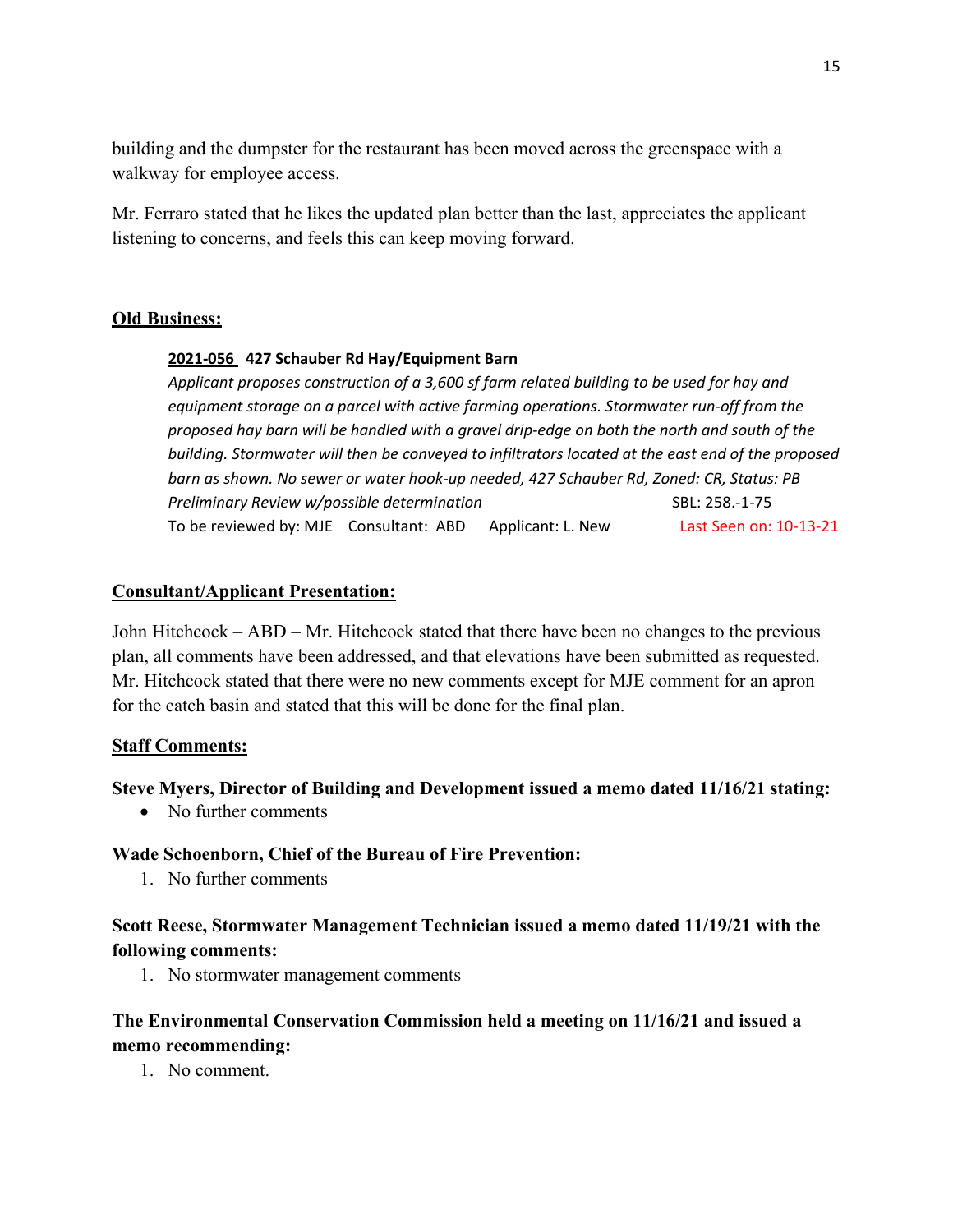building and the dumpster for the restaurant has been moved across the greenspace with a walkway for employee access.

Mr. Ferraro stated that he likes the updated plan better than the last, appreciates the applicant listening to concerns, and feels this can keep moving forward.

**Old Business:**

**2021-056 427 Schauber Rd Hay/Equipment Barn**

*Applicant proposes construction of a 3,600 sf farm related building to be used for hay and equipment storage on a parcel with active farming operations. Stormwater run-off from the proposed hay barn will be handled with a gravel drip-edge on both the north and south of the building. Stormwater will then be conveyed to infiltrators located at the east end of the proposed barn as shown. No sewer or water hook-up needed, 427 Schauber Rd, Zoned: CR, Status: PB Preliminary Review w/possible determination* SBL: 258.-1-75

To be reviewed by: MJE Consultant: ABD Applicant: L. New Last Seen on: 10-13-21

**Consultant/Applicant Presentation:**

John Hitchcock – ABD – Mr. Hitchcock stated that there have been no changes to the previous plan, all comments have been addressed, and that elevations have been submitted as requested. Mr. Hitchcock stated that there were no new comments except for MJE comment for an apron for the catch basin and stated that this will be done for the final plan.

**Staff Comments:**

**Steve Myers, Director of Building and Development issued a memo dated 11/16/21 stating:**

- No further comments

**Wade Schoenborn, Chief of the Bureau of Fire Prevention:**

1. No further comments

**Scott Reese, Stormwater Management Technician issued a memo dated 11/19/21 with the following comments:**

1. No stormwater management comments

**The Environmental Conservation Commission held a meeting on 11/16/21 and issued a memo recommending:**

1. No comment.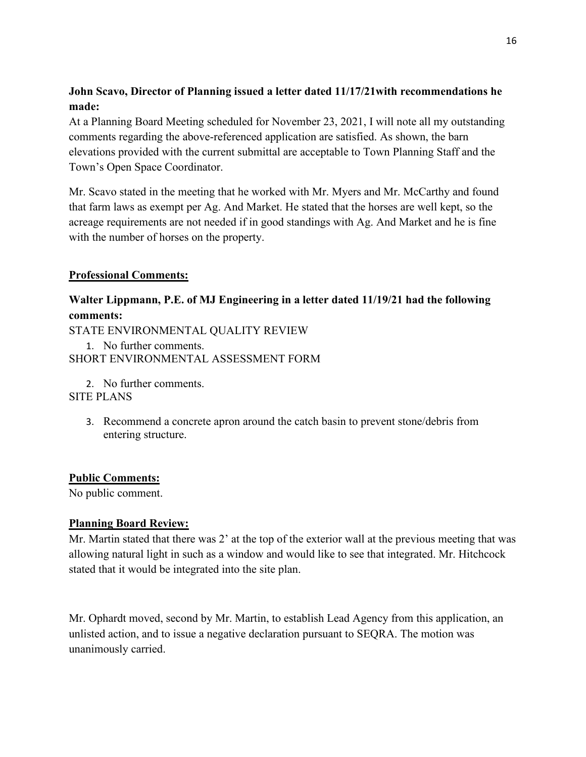**John Scavo, Director of Planning issued a letter dated 11/17/21with recommendations he made:**

At a Planning Board Meeting scheduled for November 23, 2021, I will note all my outstanding comments regarding the above-referenced application are satisfied. As shown, the barn elevations provided with the current submittal are acceptable to Town Planning Staff and the Town's Open Space Coordinator.

Mr. Scavo stated in the meeting that he worked with Mr. Myers and Mr. McCarthy and found that farm laws as exempt per Ag. And Market. He stated that the horses are well kept, so the acreage requirements are not needed if in good standings with Ag. And Market and he is fine with the number of horses on the property.

**<u>Professional Comments:</u>**

**Walter Lippmann, P.E. of MJ Engineering in a letter dated 11/19/21 had the following comments:**

STATE ENVIRONMENTAL QUALITY REVIEW

1. No further comments.

SHORT ENVIRONMENTAL ASSESSMENT FORM

2. No further comments.

SITE PLANS

3. Recommend a concrete apron around the catch basin to prevent stone/debris from entering structure.

**<u>Public Comments:</u>**

No public comment.

**<u>Planning Board Review:</u>**

Mr. Martin stated that there was 2' at the top of the exterior wall at the previous meeting that was allowing natural light in such as a window and would like to see that integrated. Mr. Hitchcock stated that it would be integrated into the site plan.

Mr. Ophardt moved, second by Mr. Martin, to establish Lead Agency from this application, an unlisted action, and to issue a negative declaration pursuant to SEQRA. The motion was unanimously carried.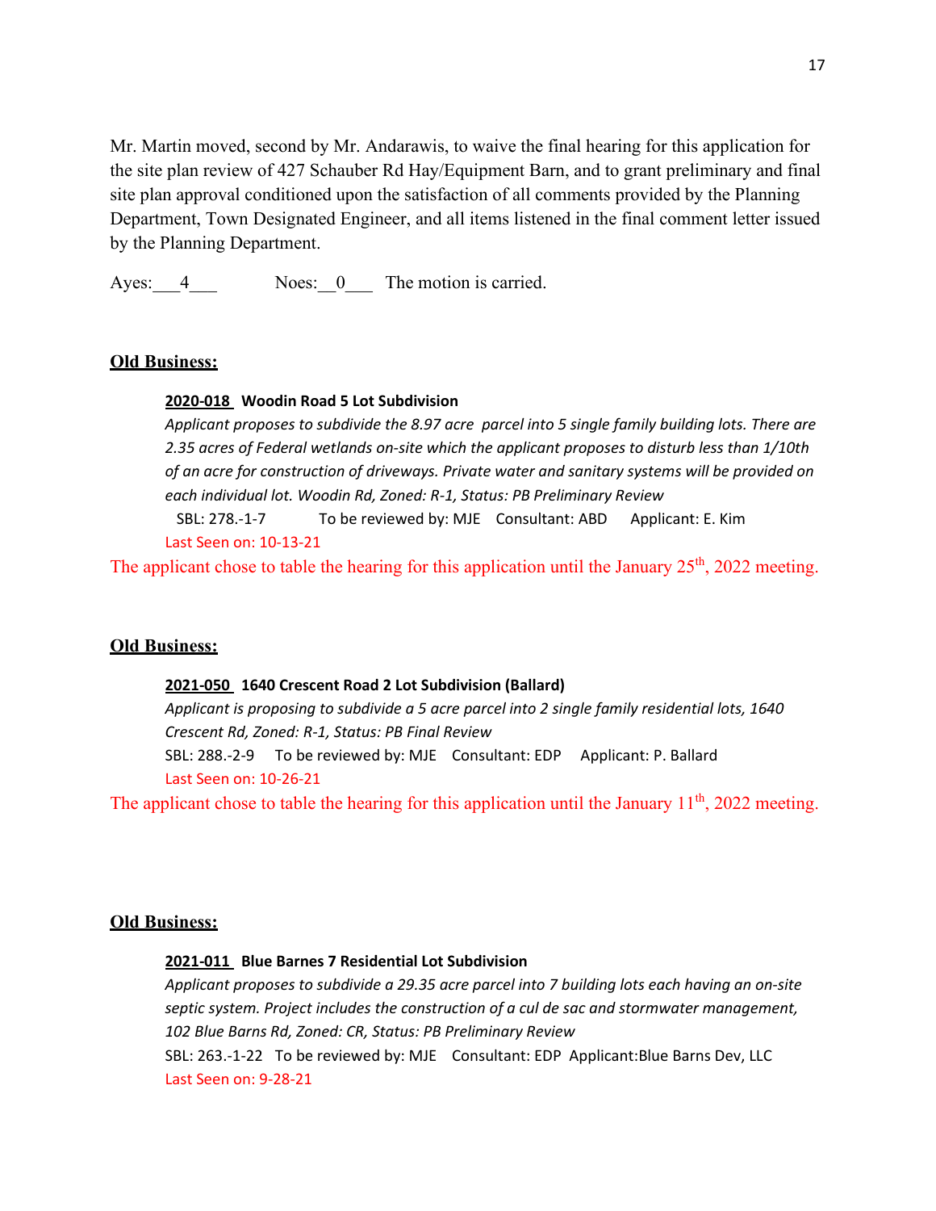Mr. Martin moved, second by Mr. Andarawis, to waive the final hearing for this application for the site plan review of 427 Schauber Rd Hay/Equipment Barn, and to grant preliminary and final site plan approval conditioned upon the satisfaction of all comments provided by the Planning Department, Town Designated Engineer, and all items listened in the final comment letter issued by the Planning Department.

Ayes:\_\_\_4\_\_\_ Noes:\_\_0\_\_\_ The motion is carried.

**Old Business:**

**2020-018 Woodin Road 5 Lot Subdivision**

*Applicant proposes to subdivide the 8.97 acre parcel into 5 single family building lots. There are 2.35 acres of Federal wetlands on-site which the applicant proposes to disturb less than 1/10th of an acre for construction of driveways. Private water and sanitary systems will be provided on each individual lot. Woodin Rd, Zoned: R-1, Status: PB Preliminary Review*

SBL: 278.-1-7 To be reviewed by: MJE Consultant: ABD Applicant: E. Kim

Last Seen on: 10-13-21

The applicant chose to table the hearing for this application until the January 25th, 2022 meeting.

**Old Business:**

**2021-050 1640 Crescent Road 2 Lot Subdivision (Ballard)**

*Applicant is proposing to subdivide a 5 acre parcel into 2 single family residential lots, 1640 Crescent Rd, Zoned: R-1, Status: PB Final Review*

SBL: 288.-2-9 To be reviewed by: MJE Consultant: EDP Applicant: P. Ballard

Last Seen on: 10-26-21

The applicant chose to table the hearing for this application until the January 11th, 2022 meeting.

**Old Business:**

**2021-011 Blue Barnes 7 Residential Lot Subdivision**

*Applicant proposes to subdivide a 29.35 acre parcel into 7 building lots each having an on-site septic system. Project includes the construction of a cul de sac and stormwater management, 102 Blue Barns Rd, Zoned: CR, Status: PB Preliminary Review*

SBL: 263.-1-22 To be reviewed by: MJE Consultant: EDP Applicant:Blue Barns Dev, LLC

Last Seen on: 9-28-21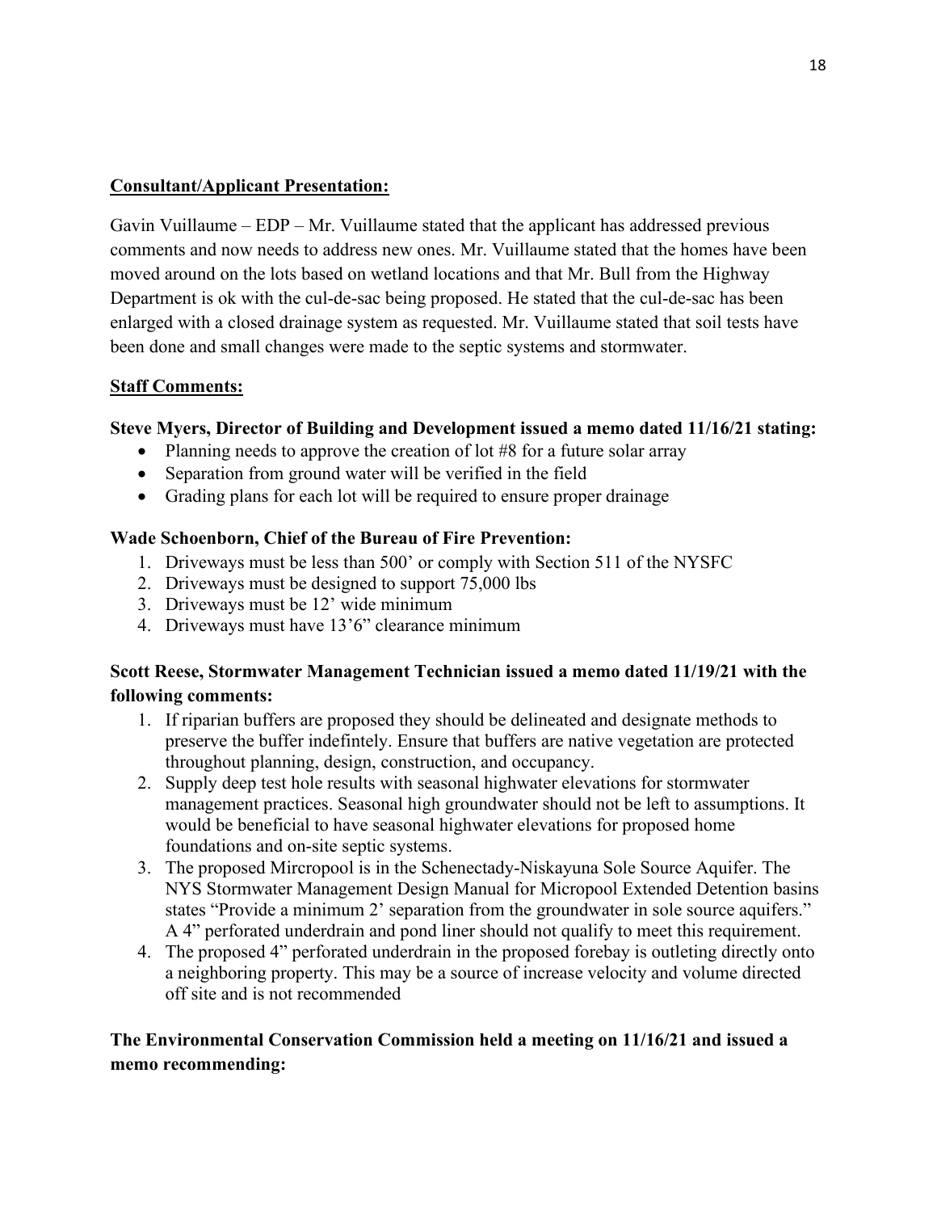**Consultant/Applicant Presentation:**

Gavin Vuillaume – EDP – Mr. Vuillaume stated that the applicant has addressed previous comments and now needs to address new ones. Mr. Vuillaume stated that the homes have been moved around on the lots based on wetland locations and that Mr. Bull from the Highway Department is ok with the cul-de-sac being proposed. He stated that the cul-de-sac has been enlarged with a closed drainage system as requested. Mr. Vuillaume stated that soil tests have been done and small changes were made to the septic systems and stormwater.

**Staff Comments:**

**Steve Myers, Director of Building and Development issued a memo dated 11/16/21 stating:**

- Planning needs to approve the creation of lot #8 for a future solar array
- Separation from ground water will be verified in the field
- Grading plans for each lot will be required to ensure proper drainage

**Wade Schoenborn, Chief of the Bureau of Fire Prevention:**

1. Driveways must be less than 500' or comply with Section 511 of the NYSFC
2. Driveways must be designed to support 75,000 lbs
3. Driveways must be 12' wide minimum
4. Driveways must have 13'6" clearance minimum

**Scott Reese, Stormwater Management Technician issued a memo dated 11/19/21 with the following comments:**

1. If riparian buffers are proposed they should be delineated and designate methods to preserve the buffer indefintely. Ensure that buffers are native vegetation are protected throughout planning, design, construction, and occupancy.
2. Supply deep test hole results with seasonal highwater elevations for stormwater management practices. Seasonal high groundwater should not be left to assumptions. It would be beneficial to have seasonal highwater elevations for proposed home foundations and on-site septic systems.
3. The proposed Mircropool is in the Schenectady-Niskayuna Sole Source Aquifer. The NYS Stormwater Management Design Manual for Micropool Extended Detention basins states "Provide a minimum 2' separation from the groundwater in sole source aquifers." A 4" perforated underdrain and pond liner should not qualify to meet this requirement.
4. The proposed 4" perforated underdrain in the proposed forebay is outleting directly onto a neighboring property. This may be a source of increase velocity and volume directed off site and is not recommended

**The Environmental Conservation Commission held a meeting on 11/16/21 and issued a memo recommending:**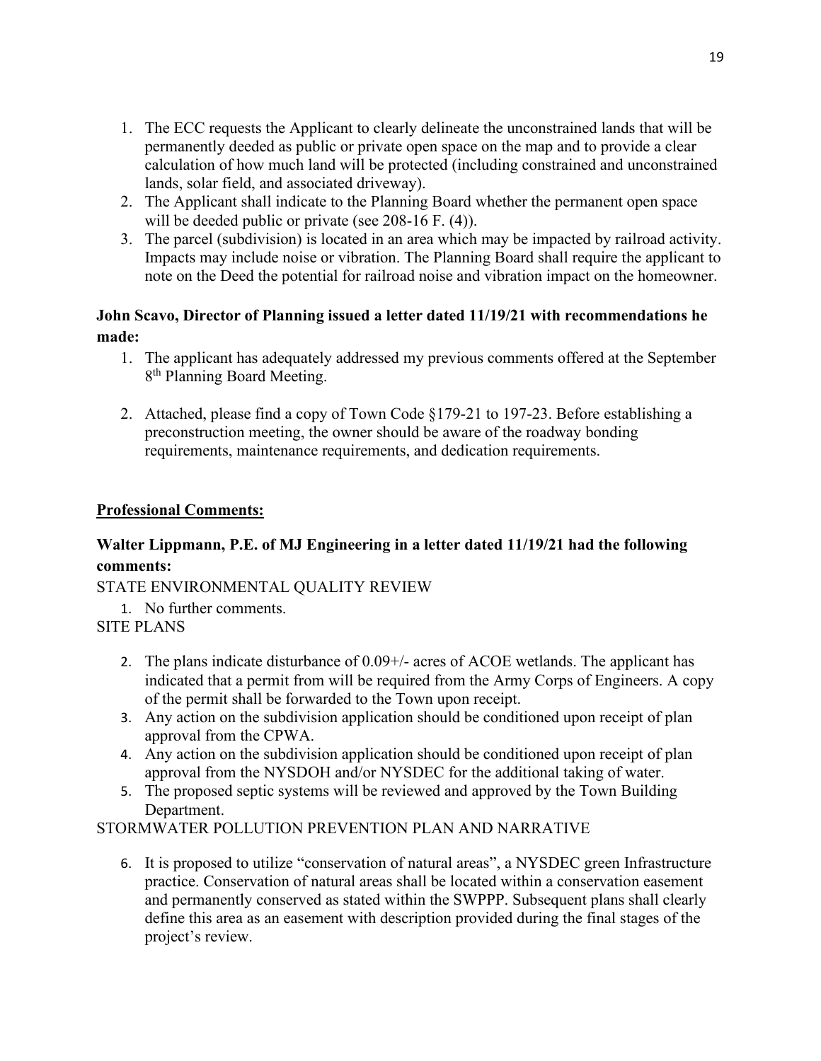1. The ECC requests the Applicant to clearly delineate the unconstrained lands that will be permanently deeded as public or private open space on the map and to provide a clear calculation of how much land will be protected (including constrained and unconstrained lands, solar field, and associated driveway).
2. The Applicant shall indicate to the Planning Board whether the permanent open space will be deeded public or private (see 208-16 F. (4)).
3. The parcel (subdivision) is located in an area which may be impacted by railroad activity. Impacts may include noise or vibration. The Planning Board shall require the applicant to note on the Deed the potential for railroad noise and vibration impact on the homeowner.

**John Scavo, Director of Planning issued a letter dated 11/19/21 with recommendations he made:**

1. The applicant has adequately addressed my previous comments offered at the September 8th Planning Board Meeting.

2. Attached, please find a copy of Town Code §179-21 to 197-23. Before establishing a preconstruction meeting, the owner should be aware of the roadway bonding requirements, maintenance requirements, and dedication requirements.

**Professional Comments:**

**Walter Lippmann, P.E. of MJ Engineering in a letter dated 11/19/21 had the following comments:**

STATE ENVIRONMENTAL QUALITY REVIEW

1. No further comments.

SITE PLANS

2. The plans indicate disturbance of 0.09+/- acres of ACOE wetlands. The applicant has indicated that a permit from will be required from the Army Corps of Engineers. A copy of the permit shall be forwarded to the Town upon receipt.
3. Any action on the subdivision application should be conditioned upon receipt of plan approval from the CPWA.
4. Any action on the subdivision application should be conditioned upon receipt of plan approval from the NYSDOH and/or NYSDEC for the additional taking of water.
5. The proposed septic systems will be reviewed and approved by the Town Building Department.

STORMWATER POLLUTION PREVENTION PLAN AND NARRATIVE

6. It is proposed to utilize "conservation of natural areas", a NYSDEC green Infrastructure practice. Conservation of natural areas shall be located within a conservation easement and permanently conserved as stated within the SWPPP. Subsequent plans shall clearly define this area as an easement with description provided during the final stages of the project's review.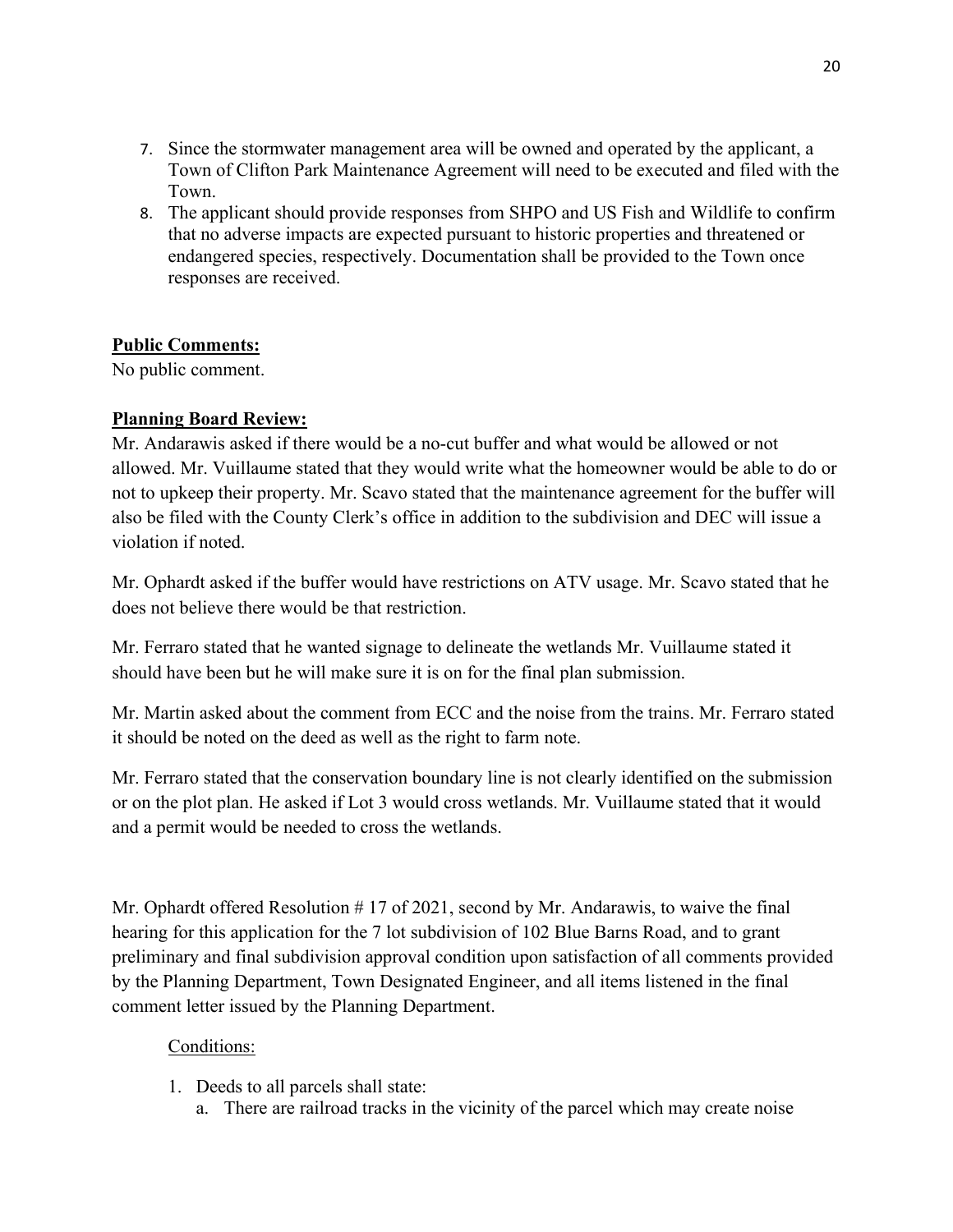7. Since the stormwater management area will be owned and operated by the applicant, a Town of Clifton Park Maintenance Agreement will need to be executed and filed with the Town.
8. The applicant should provide responses from SHPO and US Fish and Wildlife to confirm that no adverse impacts are expected pursuant to historic properties and threatened or endangered species, respectively. Documentation shall be provided to the Town once responses are received.

**Public Comments:**

No public comment.

**Planning Board Review:**

Mr. Andarawis asked if there would be a no-cut buffer and what would be allowed or not allowed. Mr. Vuillaume stated that they would write what the homeowner would be able to do or not to upkeep their property. Mr. Scavo stated that the maintenance agreement for the buffer will also be filed with the County Clerk's office in addition to the subdivision and DEC will issue a violation if noted.

Mr. Ophardt asked if the buffer would have restrictions on ATV usage. Mr. Scavo stated that he does not believe there would be that restriction.

Mr. Ferraro stated that he wanted signage to delineate the wetlands Mr. Vuillaume stated it should have been but he will make sure it is on for the final plan submission.

Mr. Martin asked about the comment from ECC and the noise from the trains. Mr. Ferraro stated it should be noted on the deed as well as the right to farm note.

Mr. Ferraro stated that the conservation boundary line is not clearly identified on the submission or on the plot plan. He asked if Lot 3 would cross wetlands. Mr. Vuillaume stated that it would and a permit would be needed to cross the wetlands.

Mr. Ophardt offered Resolution # 17 of 2021, second by Mr. Andarawis, to waive the final hearing for this application for the 7 lot subdivision of 102 Blue Barns Road, and to grant preliminary and final subdivision approval condition upon satisfaction of all comments provided by the Planning Department, Town Designated Engineer, and all items listened in the final comment letter issued by the Planning Department.

Conditions:

1. Deeds to all parcels shall state:
   a. There are railroad tracks in the vicinity of the parcel which may create noise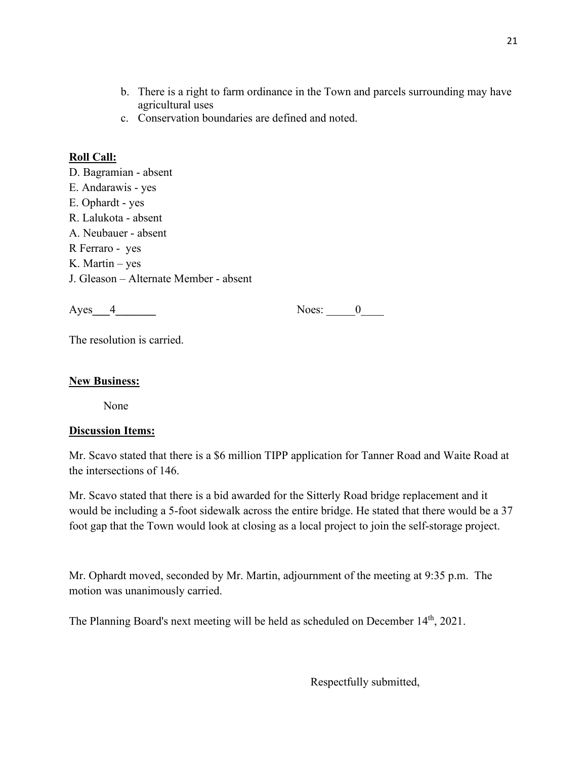b. There is a right to farm ordinance in the Town and parcels surrounding may have agricultural uses
c. Conservation boundaries are defined and noted.

**Roll Call:**

D. Bagramian - absent
E. Andarawis - yes
E. Ophardt - yes
R. Lalukota - absent
A. Neubauer - absent
R Ferraro - yes
K. Martin – yes
J. Gleason – Alternate Member - absent

Ayes___4_______ Noes: _____0____

The resolution is carried.

**New Business:**

None

**Discussion Items:**

Mr. Scavo stated that there is a $6 million TIPP application for Tanner Road and Waite Road at the intersections of 146.

Mr. Scavo stated that there is a bid awarded for the Sitterly Road bridge replacement and it would be including a 5-foot sidewalk across the entire bridge. He stated that there would be a 37 foot gap that the Town would look at closing as a local project to join the self-storage project.

Mr. Ophardt moved, seconded by Mr. Martin, adjournment of the meeting at 9:35 p.m. The motion was unanimously carried.

The Planning Board's next meeting will be held as scheduled on December 14th, 2021.

Respectfully submitted,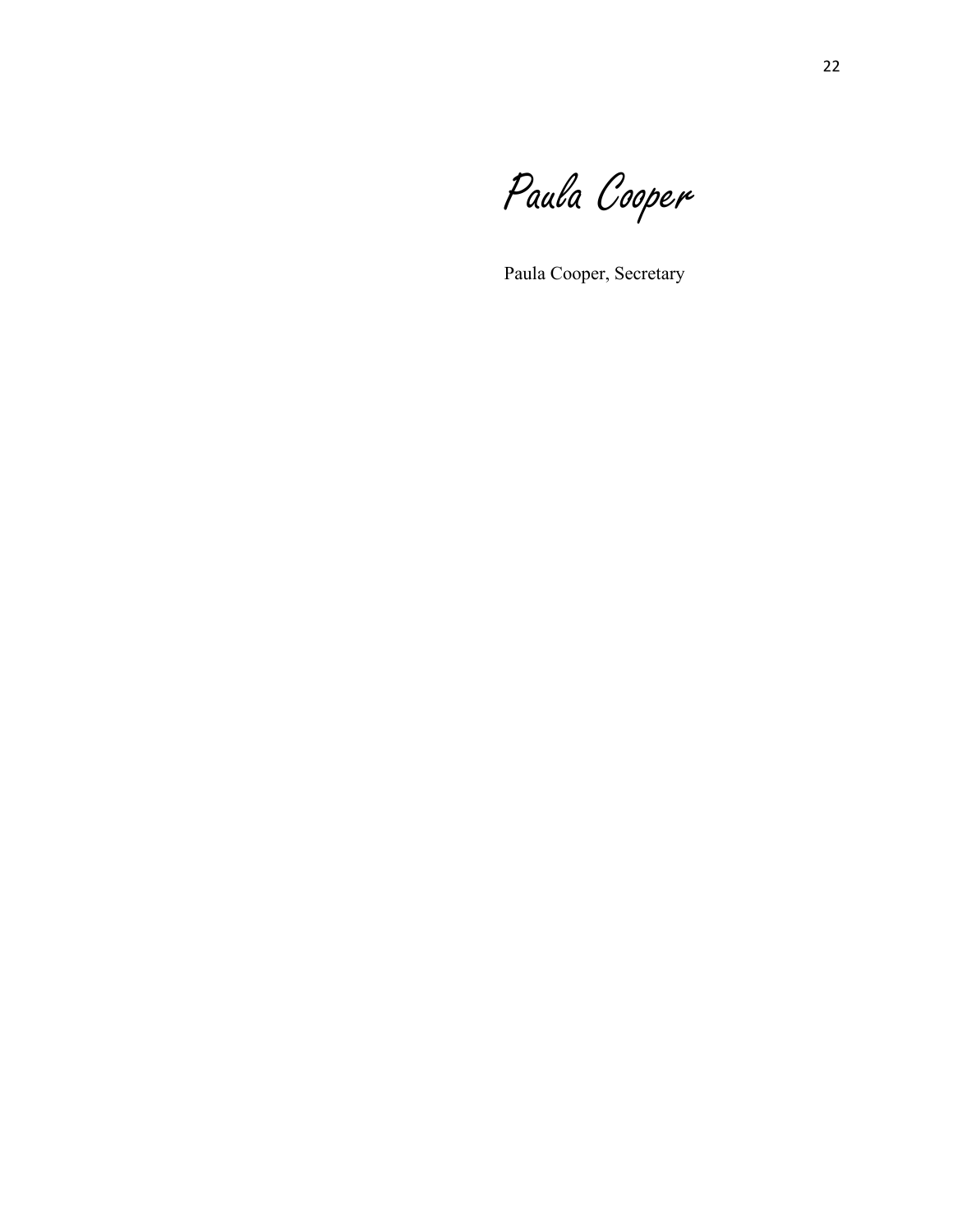*Paula Cooper*

Paula Cooper, Secretary